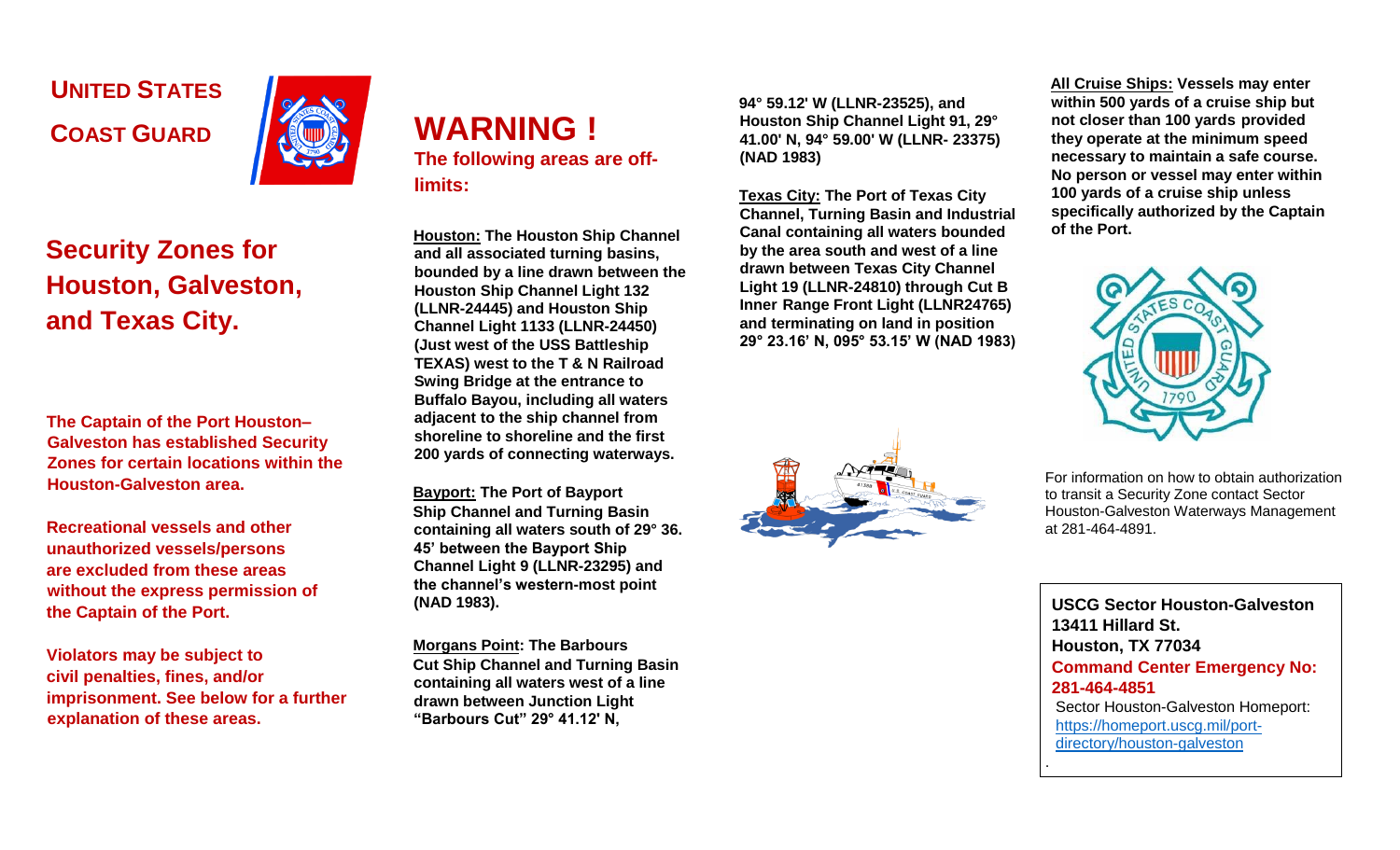**UNITED STATES COAST GUARD**

# Security Zones for Houston, Galveston, and Texas City.

**The Captain of the Port Houston–Galveston has established Security Zones for certain locations within the Houston-Galveston area.**

**Recreational vessels and other unauthorized vessels/persons are excluded from these areas without the express permission of the Captain of the Port.**

**Violators may be subject to civil penalties, fines, and/or imprisonment. See below for a further explanation of these areas.**

# WARNING !

**The following areas are off-limits:**

**Houston:** **The Houston Ship Channel and all associated turning basins, bounded by a line drawn between the Houston Ship Channel Light 132 (LLNR-24445) and Houston Ship Channel Light 1133 (LLNR-24450) (Just west of the USS Battleship TEXAS) west to the T & N Railroad Swing Bridge at the entrance to Buffalo Bayou, including all waters adjacent to the ship channel from shoreline to shoreline and the first 200 yards of connecting waterways.**

**Bayport:** **The Port of Bayport Ship Channel and Turning Basin containing all waters south of 29° 36. 45' between the Bayport Ship Channel Light 9 (LLNR-23295) and the channel's western-most point (NAD 1983).**

**Morgans Point:** **The Barbours Cut Ship Channel and Turning Basin containing all waters west of a line drawn between Junction Light "Barbours Cut" 29° 41.12' N, 94° 59.12' W (LLNR-23525), and Houston Ship Channel Light 91, 29° 41.00' N, 94° 59.00' W (LLNR- 23375) (NAD 1983)**

**Texas City:** **The Port of Texas City Channel, Turning Basin and Industrial Canal containing all waters bounded by the area south and west of a line drawn between Texas City Channel Light 19 (LLNR-24810) through Cut B Inner Range Front Light (LLNR24765) and terminating on land in position 29° 23.16' N, 095° 53.15' W (NAD 1983)**

**All Cruise Ships:** **Vessels may enter within 500 yards of a cruise ship but not closer than 100 yards provided they operate at the minimum speed necessary to maintain a safe course. No person or vessel may enter within 100 yards of a cruise ship unless specifically authorized by the Captain of the Port.**

For information on how to obtain authorization to transit a Security Zone contact Sector Houston-Galveston Waterways Management at 281-464-4891.

**USCG Sector Houston-Galveston**
**13411 Hillard St.**
**Houston, TX 77034**
**Command Center Emergency No: 281-464-4851**
Sector Houston-Galveston Homeport: https://homeport.uscg.mil/port-directory/houston-galveston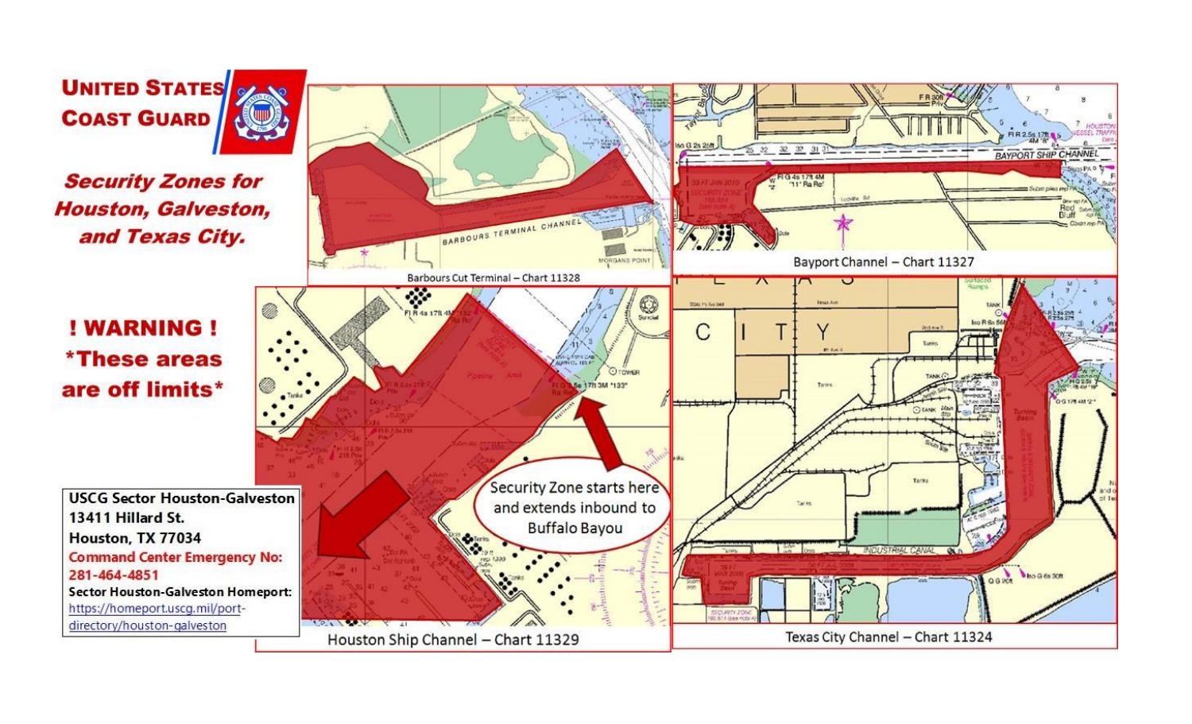# United States Coast Guard

## *Security Zones for Houston, Galveston, and Texas City.*

**! WARNING !**

***These areas are off limits***

**USCG Sector Houston-Galveston**
**13411 Hillard St.**
**Houston, TX 77034**
**Command Center Emergency No: 281-464-4851**
**Sector Houston-Galveston Homeport:**
https://homeport.uscg.mil/port-directory/houston-galveston

Barbours Cut Terminal – Chart 11328

Bayport Channel – Chart 11327

Security Zone starts here and extends inbound to Buffalo Bayou

Houston Ship Channel – Chart 11329

Texas City Channel – Chart 11324